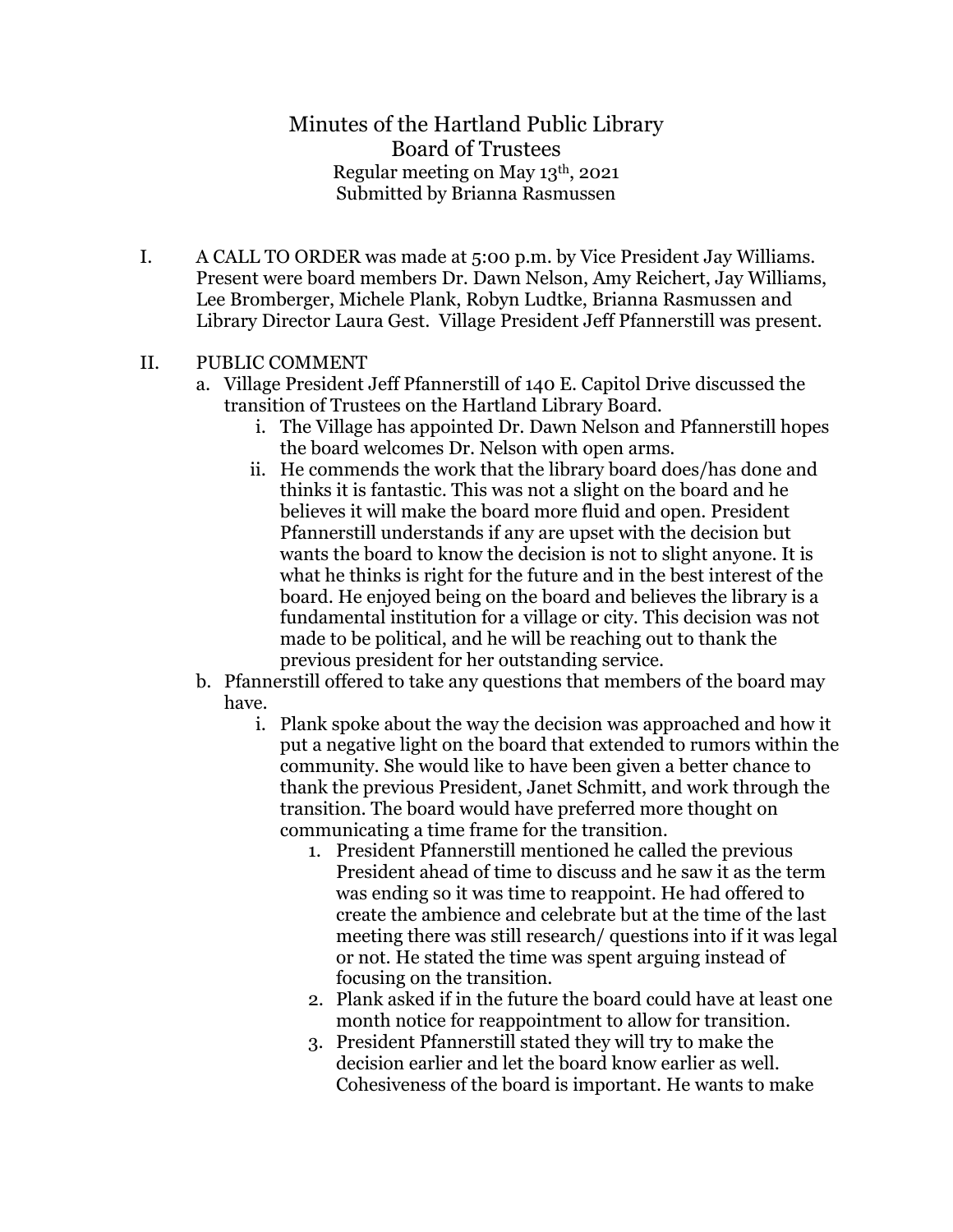# Minutes of the Hartland Public Library Board of Trustees

Regular meeting on May 13th, 2021

Submitted by Brianna Rasmussen

I. A CALL TO ORDER was made at 5:00 p.m. by Vice President Jay Williams. Present were board members Dr. Dawn Nelson, Amy Reichert, Jay Williams, Lee Bromberger, Michele Plank, Robyn Ludtke, Brianna Rasmussen and Library Director Laura Gest. Village President Jeff Pfannerstill was present.

II. PUBLIC COMMENT

   a. Village President Jeff Pfannerstill of 140 E. Capitol Drive discussed the transition of Trustees on the Hartland Library Board.

      i. The Village has appointed Dr. Dawn Nelson and Pfannerstill hopes the board welcomes Dr. Nelson with open arms.

      ii. He commends the work that the library board does/has done and thinks it is fantastic. This was not a slight on the board and he believes it will make the board more fluid and open. President Pfannerstill understands if any are upset with the decision but wants the board to know the decision is not to slight anyone. It is what he thinks is right for the future and in the best interest of the board. He enjoyed being on the board and believes the library is a fundamental institution for a village or city. This decision was not made to be political, and he will be reaching out to thank the previous president for her outstanding service.

   b. Pfannerstill offered to take any questions that members of the board may have.

      i. Plank spoke about the way the decision was approached and how it put a negative light on the board that extended to rumors within the community. She would like to have been given a better chance to thank the previous President, Janet Schmitt, and work through the transition. The board would have preferred more thought on communicating a time frame for the transition.

         1. President Pfannerstill mentioned he called the previous President ahead of time to discuss and he saw it as the term was ending so it was time to reappoint. He had offered to create the ambience and celebrate but at the time of the last meeting there was still research/ questions into if it was legal or not. He stated the time was spent arguing instead of focusing on the transition.

         2. Plank asked if in the future the board could have at least one month notice for reappointment to allow for transition.

         3. President Pfannerstill stated they will try to make the decision earlier and let the board know earlier as well. Cohesiveness of the board is important. He wants to make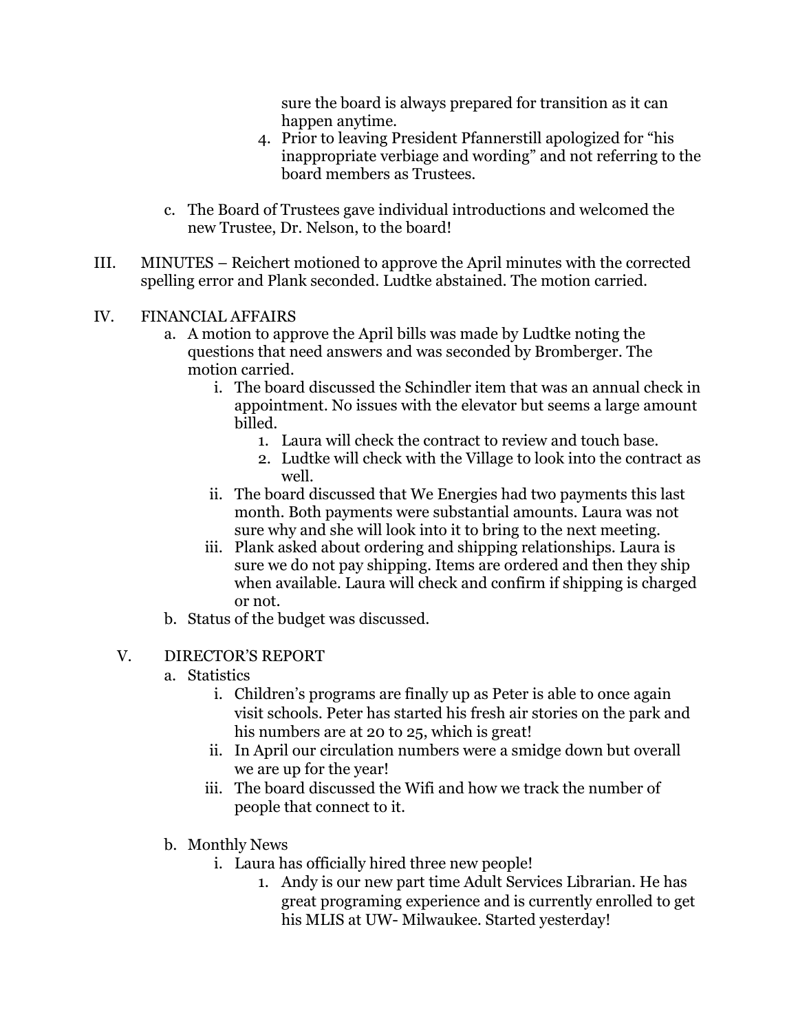sure the board is always prepared for transition as it can happen anytime.

4. Prior to leaving President Pfannerstill apologized for "his inappropriate verbiage and wording" and not referring to the board members as Trustees.

c. The Board of Trustees gave individual introductions and welcomed the new Trustee, Dr. Nelson, to the board!

III. MINUTES – Reichert motioned to approve the April minutes with the corrected spelling error and Plank seconded. Ludtke abstained. The motion carried.

IV. FINANCIAL AFFAIRS

a. A motion to approve the April bills was made by Ludtke noting the questions that need answers and was seconded by Bromberger. The motion carried.

   i. The board discussed the Schindler item that was an annual check in appointment. No issues with the elevator but seems a large amount billed.

      1. Laura will check the contract to review and touch base.
      2. Ludtke will check with the Village to look into the contract as well.

   ii. The board discussed that We Energies had two payments this last month. Both payments were substantial amounts. Laura was not sure why and she will look into it to bring to the next meeting.

   iii. Plank asked about ordering and shipping relationships. Laura is sure we do not pay shipping. Items are ordered and then they ship when available. Laura will check and confirm if shipping is charged or not.

b. Status of the budget was discussed.

V. DIRECTOR'S REPORT

a. Statistics

   i. Children's programs are finally up as Peter is able to once again visit schools. Peter has started his fresh air stories on the park and his numbers are at 20 to 25, which is great!

   ii. In April our circulation numbers were a smidge down but overall we are up for the year!

   iii. The board discussed the Wifi and how we track the number of people that connect to it.

b. Monthly News

   i. Laura has officially hired three new people!

      1. Andy is our new part time Adult Services Librarian. He has great programing experience and is currently enrolled to get his MLIS at UW- Milwaukee. Started yesterday!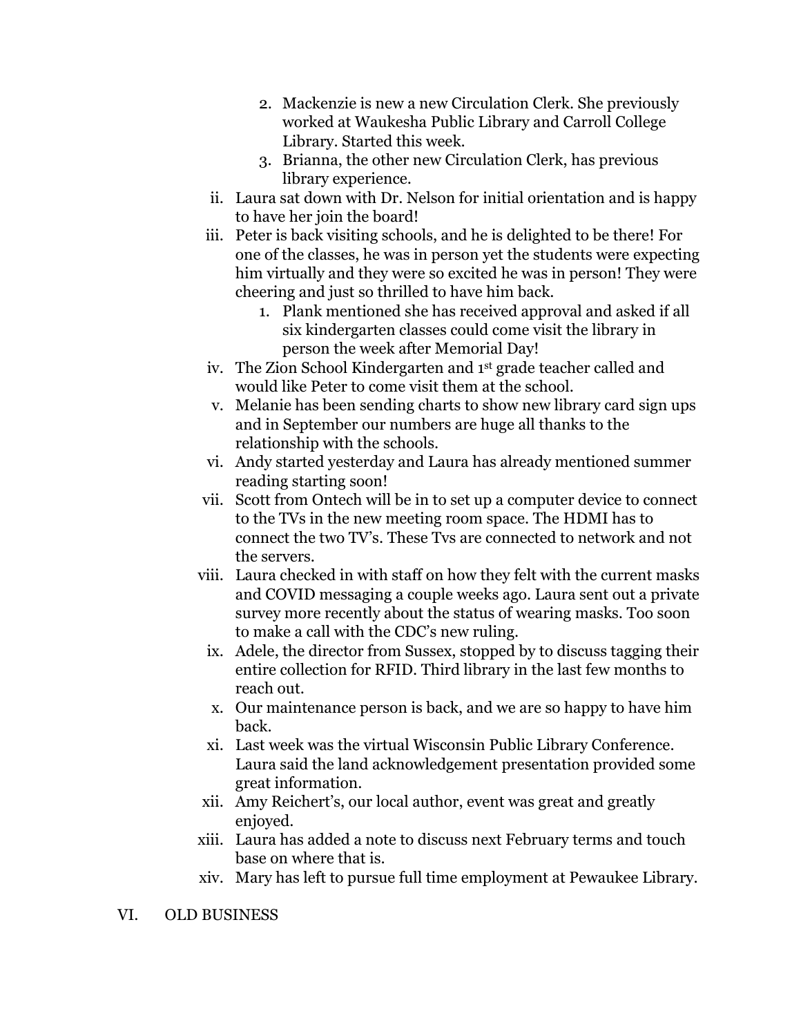2. Mackenzie is new a new Circulation Clerk. She previously worked at Waukesha Public Library and Carroll College Library. Started this week.
3. Brianna, the other new Circulation Clerk, has previous library experience.

ii. Laura sat down with Dr. Nelson for initial orientation and is happy to have her join the board!

iii. Peter is back visiting schools, and he is delighted to be there! For one of the classes, he was in person yet the students were expecting him virtually and they were so excited he was in person! They were cheering and just so thrilled to have him back.

1. Plank mentioned she has received approval and asked if all six kindergarten classes could come visit the library in person the week after Memorial Day!

iv. The Zion School Kindergarten and 1st grade teacher called and would like Peter to come visit them at the school.

v. Melanie has been sending charts to show new library card sign ups and in September our numbers are huge all thanks to the relationship with the schools.

vi. Andy started yesterday and Laura has already mentioned summer reading starting soon!

vii. Scott from Ontech will be in to set up a computer device to connect to the TVs in the new meeting room space. The HDMI has to connect the two TV's. These Tvs are connected to network and not the servers.

viii. Laura checked in with staff on how they felt with the current masks and COVID messaging a couple weeks ago. Laura sent out a private survey more recently about the status of wearing masks. Too soon to make a call with the CDC's new ruling.

ix. Adele, the director from Sussex, stopped by to discuss tagging their entire collection for RFID. Third library in the last few months to reach out.

x. Our maintenance person is back, and we are so happy to have him back.

xi. Last week was the virtual Wisconsin Public Library Conference. Laura said the land acknowledgement presentation provided some great information.

xii. Amy Reichert's, our local author, event was great and greatly enjoyed.

xiii. Laura has added a note to discuss next February terms and touch base on where that is.

xiv. Mary has left to pursue full time employment at Pewaukee Library.

VI. OLD BUSINESS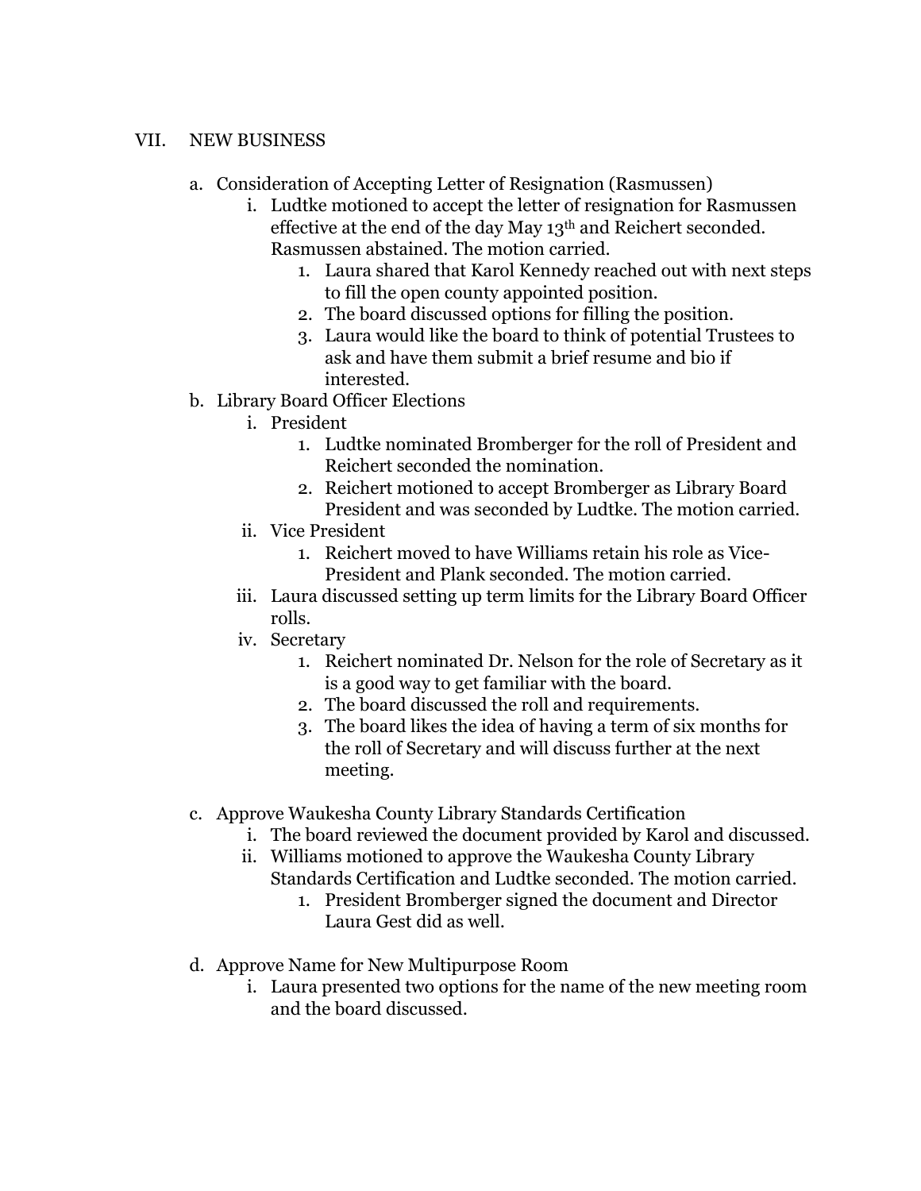VII. NEW BUSINESS

a. Consideration of Accepting Letter of Resignation (Rasmussen)
   i. Ludtke motioned to accept the letter of resignation for Rasmussen effective at the end of the day May 13th and Reichert seconded. Rasmussen abstained. The motion carried.
      1. Laura shared that Karol Kennedy reached out with next steps to fill the open county appointed position.
      2. The board discussed options for filling the position.
      3. Laura would like the board to think of potential Trustees to ask and have them submit a brief resume and bio if interested.

b. Library Board Officer Elections
   i. President
      1. Ludtke nominated Bromberger for the roll of President and Reichert seconded the nomination.
      2. Reichert motioned to accept Bromberger as Library Board President and was seconded by Ludtke. The motion carried.
   ii. Vice President
      1. Reichert moved to have Williams retain his role as Vice-President and Plank seconded. The motion carried.
   iii. Laura discussed setting up term limits for the Library Board Officer rolls.
   iv. Secretary
      1. Reichert nominated Dr. Nelson for the role of Secretary as it is a good way to get familiar with the board.
      2. The board discussed the roll and requirements.
      3. The board likes the idea of having a term of six months for the roll of Secretary and will discuss further at the next meeting.

c. Approve Waukesha County Library Standards Certification
   i. The board reviewed the document provided by Karol and discussed.
   ii. Williams motioned to approve the Waukesha County Library Standards Certification and Ludtke seconded. The motion carried.
      1. President Bromberger signed the document and Director Laura Gest did as well.

d. Approve Name for New Multipurpose Room
   i. Laura presented two options for the name of the new meeting room and the board discussed.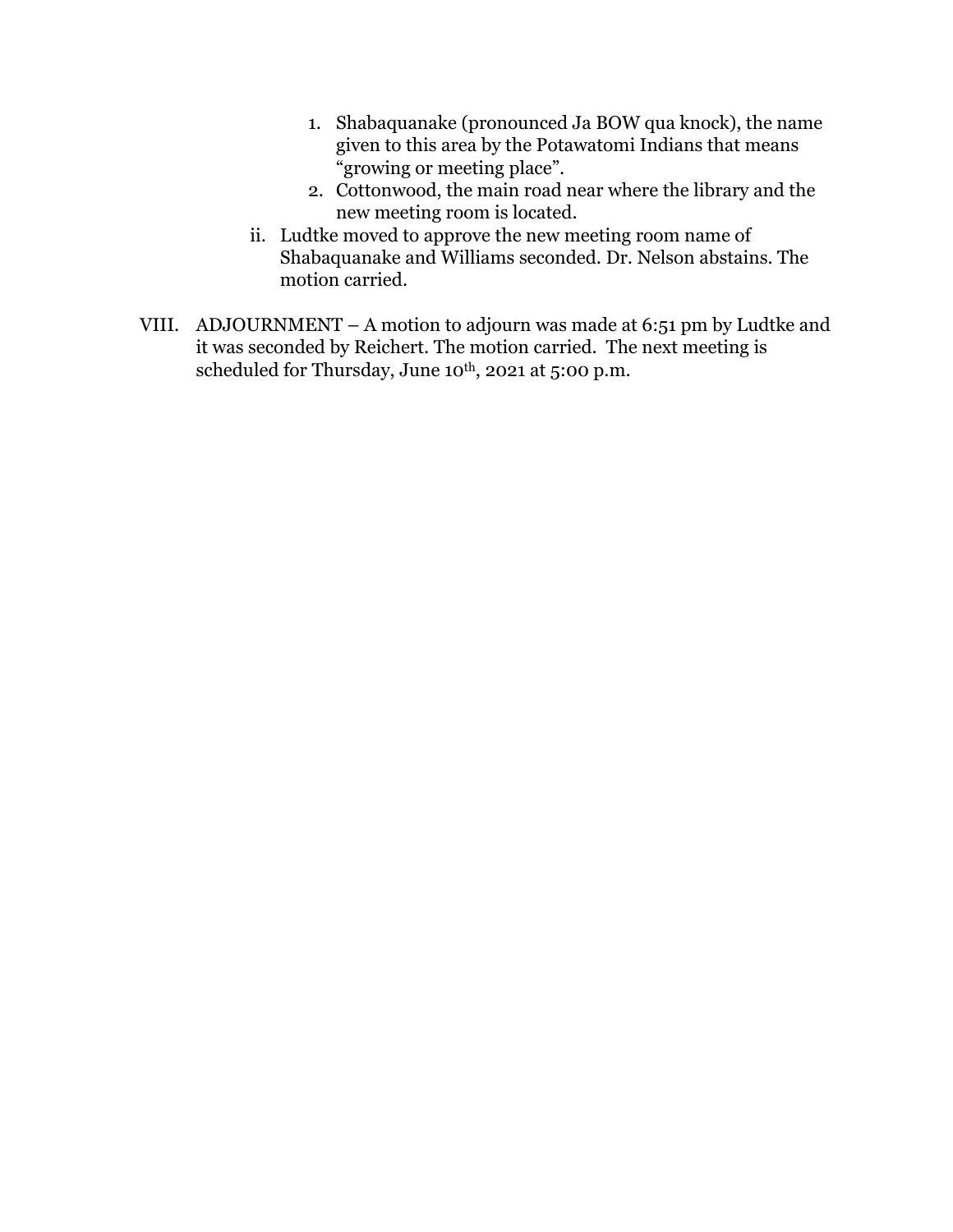1. Shabaquanake (pronounced Ja BOW qua knock), the name given to this area by the Potawatomi Indians that means "growing or meeting place".
2. Cottonwood, the main road near where the library and the new meeting room is located.

ii. Ludtke moved to approve the new meeting room name of Shabaquanake and Williams seconded. Dr. Nelson abstains. The motion carried.

VIII. ADJOURNMENT – A motion to adjourn was made at 6:51 pm by Ludtke and it was seconded by Reichert. The motion carried. The next meeting is scheduled for Thursday, June 10th, 2021 at 5:00 p.m.